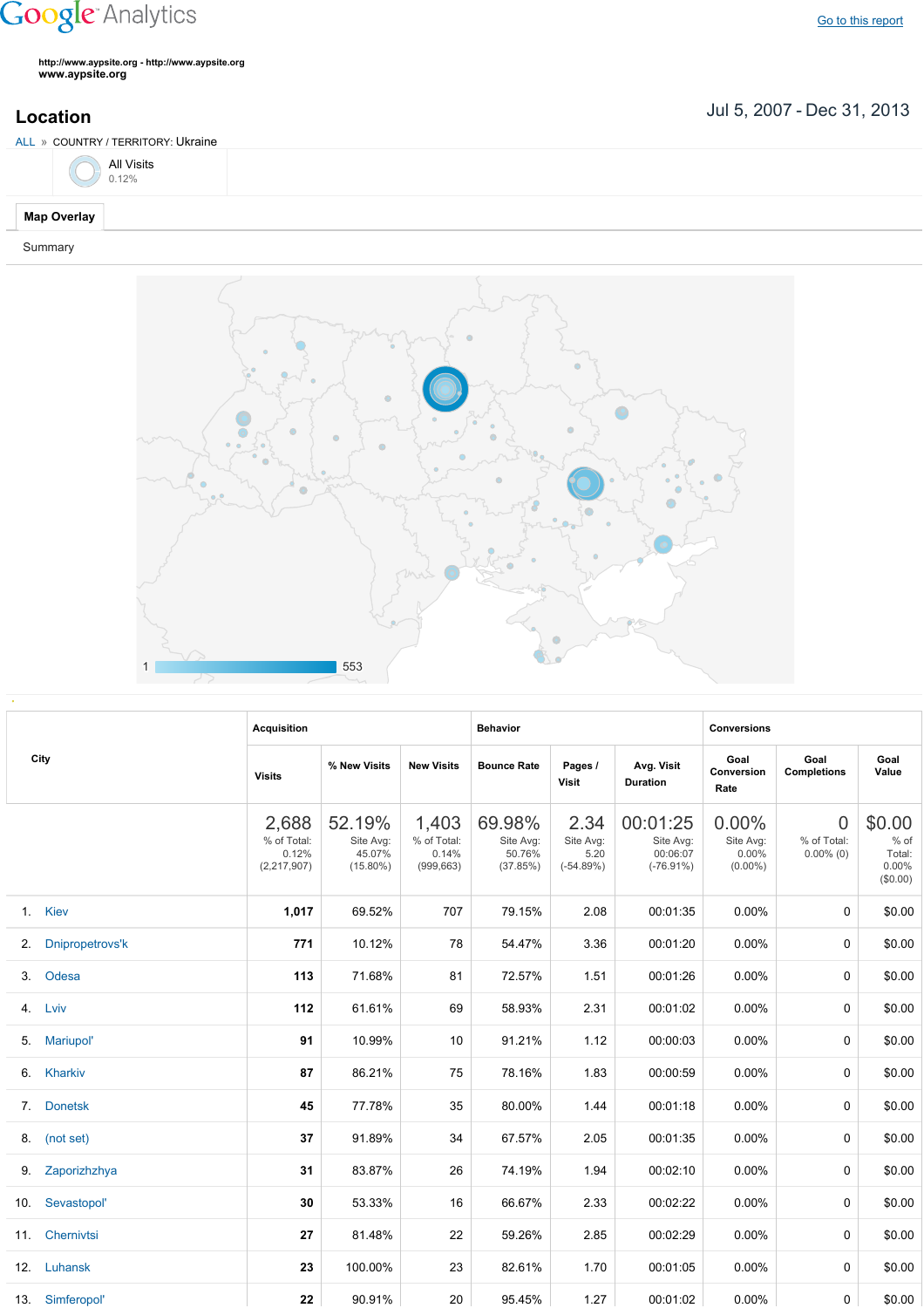Google Analytics

Go to this report

http://www.aypsite.org - http://www.aypsite.org
www.aypsite.org

## Location

Jul 5, 2007 - Dec 31, 2013

ALL » COUNTRY / TERRITORY: Ukraine

All Visits
0.12%

Map Overlay

Summary

1 553

| City | Acquisition | | | Behavior | | | Conversions | | |
|---|---|---|---|---|---|---|---|---|---|
| | Visits | % New Visits | New Visits | Bounce Rate | Pages / Visit | Avg. Visit Duration | Goal Conversion Rate | Goal Completions | Goal Value |
| | 2,688 % of Total: 0.12% (2,217,907) | 52.19% Site Avg: 45.07% (15.80%) | 1,403 % of Total: 0.14% (999,663) | 69.98% Site Avg: 50.76% (37.85%) | 2.34 Site Avg: 5.20 (-54.89%) | 00:01:25 Site Avg: 00:06:07 (-76.91%) | 0.00% Site Avg: 0.00% (0.00%) | 0 % of Total: 0.00% (0) | $0.00 % of Total: 0.00% ($0.00) |
| 1. Kiev | 1,017 | 69.52% | 707 | 79.15% | 2.08 | 00:01:35 | 0.00% | 0 | $0.00 |
| 2. Dnipropetrovs'k | 771 | 10.12% | 78 | 54.47% | 3.36 | 00:01:20 | 0.00% | 0 | $0.00 |
| 3. Odesa | 113 | 71.68% | 81 | 72.57% | 1.51 | 00:01:26 | 0.00% | 0 | $0.00 |
| 4. Lviv | 112 | 61.61% | 69 | 58.93% | 2.31 | 00:01:02 | 0.00% | 0 | $0.00 |
| 5. Mariupol' | 91 | 10.99% | 10 | 91.21% | 1.12 | 00:00:03 | 0.00% | 0 | $0.00 |
| 6. Kharkiv | 87 | 86.21% | 75 | 78.16% | 1.83 | 00:00:59 | 0.00% | 0 | $0.00 |
| 7. Donetsk | 45 | 77.78% | 35 | 80.00% | 1.44 | 00:01:18 | 0.00% | 0 | $0.00 |
| 8. (not set) | 37 | 91.89% | 34 | 67.57% | 2.05 | 00:01:35 | 0.00% | 0 | $0.00 |
| 9. Zaporizhzhya | 31 | 83.87% | 26 | 74.19% | 1.94 | 00:02:10 | 0.00% | 0 | $0.00 |
| 10. Sevastopol' | 30 | 53.33% | 16 | 66.67% | 2.33 | 00:02:22 | 0.00% | 0 | $0.00 |
| 11. Chernivtsi | 27 | 81.48% | 22 | 59.26% | 2.85 | 00:02:29 | 0.00% | 0 | $0.00 |
| 12. Luhansk | 23 | 100.00% | 23 | 82.61% | 1.70 | 00:01:05 | 0.00% | 0 | $0.00 |
| 13. Simferopol' | 22 | 90.91% | 20 | 95.45% | 1.27 | 00:01:02 | 0.00% | 0 | $0.00 |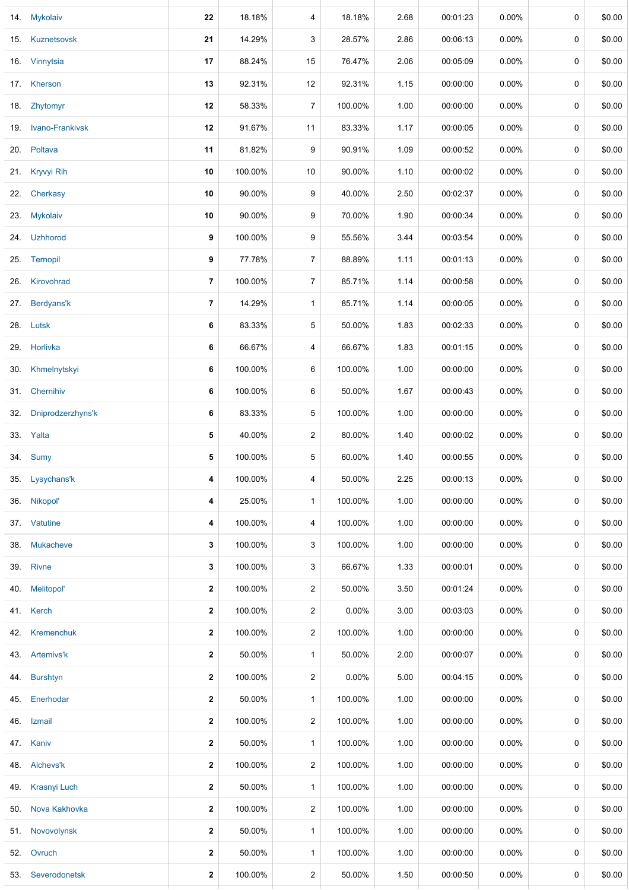| | | | | | | | | | | |
|---|---|---|---|---|---|---|---|---|---|---|
| 14. | Mykolaiv | 22 | 18.18% | 4 | 18.18% | 2.68 | 00:01:23 | 0.00% | 0 | $0.00 |
| 15. | Kuznetsovsk | 21 | 14.29% | 3 | 28.57% | 2.86 | 00:06:13 | 0.00% | 0 | $0.00 |
| 16. | Vinnytsia | 17 | 88.24% | 15 | 76.47% | 2.06 | 00:05:09 | 0.00% | 0 | $0.00 |
| 17. | Kherson | 13 | 92.31% | 12 | 92.31% | 1.15 | 00:00:00 | 0.00% | 0 | $0.00 |
| 18. | Zhytomyr | 12 | 58.33% | 7 | 100.00% | 1.00 | 00:00:00 | 0.00% | 0 | $0.00 |
| 19. | Ivano-Frankivsk | 12 | 91.67% | 11 | 83.33% | 1.17 | 00:00:05 | 0.00% | 0 | $0.00 |
| 20. | Poltava | 11 | 81.82% | 9 | 90.91% | 1.09 | 00:00:52 | 0.00% | 0 | $0.00 |
| 21. | Kryvyi Rih | 10 | 100.00% | 10 | 90.00% | 1.10 | 00:00:02 | 0.00% | 0 | $0.00 |
| 22. | Cherkasy | 10 | 90.00% | 9 | 40.00% | 2.50 | 00:02:37 | 0.00% | 0 | $0.00 |
| 23. | Mykolaiv | 10 | 90.00% | 9 | 70.00% | 1.90 | 00:00:34 | 0.00% | 0 | $0.00 |
| 24. | Uzhhorod | 9 | 100.00% | 9 | 55.56% | 3.44 | 00:03:54 | 0.00% | 0 | $0.00 |
| 25. | Ternopil | 9 | 77.78% | 7 | 88.89% | 1.11 | 00:01:13 | 0.00% | 0 | $0.00 |
| 26. | Kirovohrad | 7 | 100.00% | 7 | 85.71% | 1.14 | 00:00:58 | 0.00% | 0 | $0.00 |
| 27. | Berdyans'k | 7 | 14.29% | 1 | 85.71% | 1.14 | 00:00:05 | 0.00% | 0 | $0.00 |
| 28. | Lutsk | 6 | 83.33% | 5 | 50.00% | 1.83 | 00:02:33 | 0.00% | 0 | $0.00 |
| 29. | Horlivka | 6 | 66.67% | 4 | 66.67% | 1.83 | 00:01:15 | 0.00% | 0 | $0.00 |
| 30. | Khmelnytskyi | 6 | 100.00% | 6 | 100.00% | 1.00 | 00:00:00 | 0.00% | 0 | $0.00 |
| 31. | Chernihiv | 6 | 100.00% | 6 | 50.00% | 1.67 | 00:00:43 | 0.00% | 0 | $0.00 |
| 32. | Dniprodzerzhyns'k | 6 | 83.33% | 5 | 100.00% | 1.00 | 00:00:00 | 0.00% | 0 | $0.00 |
| 33. | Yalta | 5 | 40.00% | 2 | 80.00% | 1.40 | 00:00:02 | 0.00% | 0 | $0.00 |
| 34. | Sumy | 5 | 100.00% | 5 | 60.00% | 1.40 | 00:00:55 | 0.00% | 0 | $0.00 |
| 35. | Lysychans'k | 4 | 100.00% | 4 | 50.00% | 2.25 | 00:00:13 | 0.00% | 0 | $0.00 |
| 36. | Nikopol' | 4 | 25.00% | 1 | 100.00% | 1.00 | 00:00:00 | 0.00% | 0 | $0.00 |
| 37. | Vatutine | 4 | 100.00% | 4 | 100.00% | 1.00 | 00:00:00 | 0.00% | 0 | $0.00 |
| 38. | Mukacheve | 3 | 100.00% | 3 | 100.00% | 1.00 | 00:00:00 | 0.00% | 0 | $0.00 |
| 39. | Rivne | 3 | 100.00% | 3 | 66.67% | 1.33 | 00:00:01 | 0.00% | 0 | $0.00 |
| 40. | Melitopol' | 2 | 100.00% | 2 | 50.00% | 3.50 | 00:01:24 | 0.00% | 0 | $0.00 |
| 41. | Kerch | 2 | 100.00% | 2 | 0.00% | 3.00 | 00:03:03 | 0.00% | 0 | $0.00 |
| 42. | Kremenchuk | 2 | 100.00% | 2 | 100.00% | 1.00 | 00:00:00 | 0.00% | 0 | $0.00 |
| 43. | Artemivs'k | 2 | 50.00% | 1 | 50.00% | 2.00 | 00:00:07 | 0.00% | 0 | $0.00 |
| 44. | Burshtyn | 2 | 100.00% | 2 | 0.00% | 5.00 | 00:04:15 | 0.00% | 0 | $0.00 |
| 45. | Enerhodar | 2 | 50.00% | 1 | 100.00% | 1.00 | 00:00:00 | 0.00% | 0 | $0.00 |
| 46. | Izmail | 2 | 100.00% | 2 | 100.00% | 1.00 | 00:00:00 | 0.00% | 0 | $0.00 |
| 47. | Kaniv | 2 | 50.00% | 1 | 100.00% | 1.00 | 00:00:00 | 0.00% | 0 | $0.00 |
| 48. | Alchevs'k | 2 | 100.00% | 2 | 100.00% | 1.00 | 00:00:00 | 0.00% | 0 | $0.00 |
| 49. | Krasnyi Luch | 2 | 50.00% | 1 | 100.00% | 1.00 | 00:00:00 | 0.00% | 0 | $0.00 |
| 50. | Nova Kakhovka | 2 | 100.00% | 2 | 100.00% | 1.00 | 00:00:00 | 0.00% | 0 | $0.00 |
| 51. | Novovolynsk | 2 | 50.00% | 1 | 100.00% | 1.00 | 00:00:00 | 0.00% | 0 | $0.00 |
| 52. | Ovruch | 2 | 50.00% | 1 | 100.00% | 1.00 | 00:00:00 | 0.00% | 0 | $0.00 |
| 53. | Severodonetsk | 2 | 100.00% | 2 | 50.00% | 1.50 | 00:00:50 | 0.00% | 0 | $0.00 |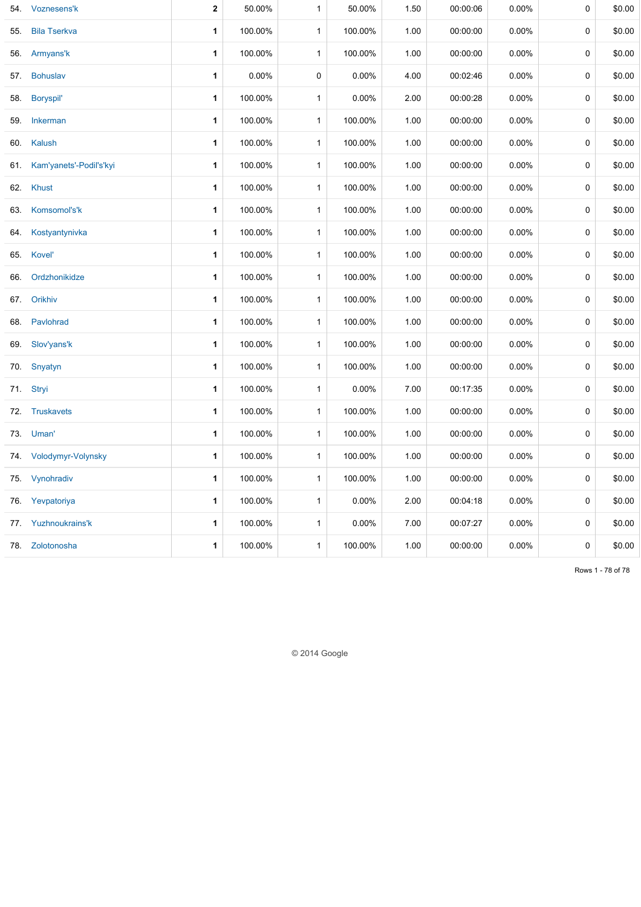| | | | | | | | | | | |
|---|---|---|---|---|---|---|---|---|---|---|
| 54. | Voznesens'k | **2** | 50.00% | 1 | 50.00% | 1.50 | 00:00:06 | 0.00% | 0 | $0.00 |
| 55. | Bila Tserkva | **1** | 100.00% | 1 | 100.00% | 1.00 | 00:00:00 | 0.00% | 0 | $0.00 |
| 56. | Armyans'k | **1** | 100.00% | 1 | 100.00% | 1.00 | 00:00:00 | 0.00% | 0 | $0.00 |
| 57. | Bohuslav | **1** | 0.00% | 0 | 0.00% | 4.00 | 00:02:46 | 0.00% | 0 | $0.00 |
| 58. | Boryspil' | **1** | 100.00% | 1 | 0.00% | 2.00 | 00:00:28 | 0.00% | 0 | $0.00 |
| 59. | Inkerman | **1** | 100.00% | 1 | 100.00% | 1.00 | 00:00:00 | 0.00% | 0 | $0.00 |
| 60. | Kalush | **1** | 100.00% | 1 | 100.00% | 1.00 | 00:00:00 | 0.00% | 0 | $0.00 |
| 61. | Kam'yanets'-Podil's'kyi | **1** | 100.00% | 1 | 100.00% | 1.00 | 00:00:00 | 0.00% | 0 | $0.00 |
| 62. | Khust | **1** | 100.00% | 1 | 100.00% | 1.00 | 00:00:00 | 0.00% | 0 | $0.00 |
| 63. | Komsomol's'k | **1** | 100.00% | 1 | 100.00% | 1.00 | 00:00:00 | 0.00% | 0 | $0.00 |
| 64. | Kostyantynivka | **1** | 100.00% | 1 | 100.00% | 1.00 | 00:00:00 | 0.00% | 0 | $0.00 |
| 65. | Kovel' | **1** | 100.00% | 1 | 100.00% | 1.00 | 00:00:00 | 0.00% | 0 | $0.00 |
| 66. | Ordzhonikidze | **1** | 100.00% | 1 | 100.00% | 1.00 | 00:00:00 | 0.00% | 0 | $0.00 |
| 67. | Orikhiv | **1** | 100.00% | 1 | 100.00% | 1.00 | 00:00:00 | 0.00% | 0 | $0.00 |
| 68. | Pavlohrad | **1** | 100.00% | 1 | 100.00% | 1.00 | 00:00:00 | 0.00% | 0 | $0.00 |
| 69. | Slov'yans'k | **1** | 100.00% | 1 | 100.00% | 1.00 | 00:00:00 | 0.00% | 0 | $0.00 |
| 70. | Snyatyn | **1** | 100.00% | 1 | 100.00% | 1.00 | 00:00:00 | 0.00% | 0 | $0.00 |
| 71. | Stryi | **1** | 100.00% | 1 | 0.00% | 7.00 | 00:17:35 | 0.00% | 0 | $0.00 |
| 72. | Truskavets | **1** | 100.00% | 1 | 100.00% | 1.00 | 00:00:00 | 0.00% | 0 | $0.00 |
| 73. | Uman' | **1** | 100.00% | 1 | 100.00% | 1.00 | 00:00:00 | 0.00% | 0 | $0.00 |
| 74. | Volodymyr-Volynsky | **1** | 100.00% | 1 | 100.00% | 1.00 | 00:00:00 | 0.00% | 0 | $0.00 |
| 75. | Vynohradiv | **1** | 100.00% | 1 | 100.00% | 1.00 | 00:00:00 | 0.00% | 0 | $0.00 |
| 76. | Yevpatoriya | **1** | 100.00% | 1 | 0.00% | 2.00 | 00:04:18 | 0.00% | 0 | $0.00 |
| 77. | Yuzhnoukrains'k | **1** | 100.00% | 1 | 0.00% | 7.00 | 00:07:27 | 0.00% | 0 | $0.00 |
| 78. | Zolotonosha | **1** | 100.00% | 1 | 100.00% | 1.00 | 00:00:00 | 0.00% | 0 | $0.00 |

Rows 1 - 78 of 78

© 2014 Google